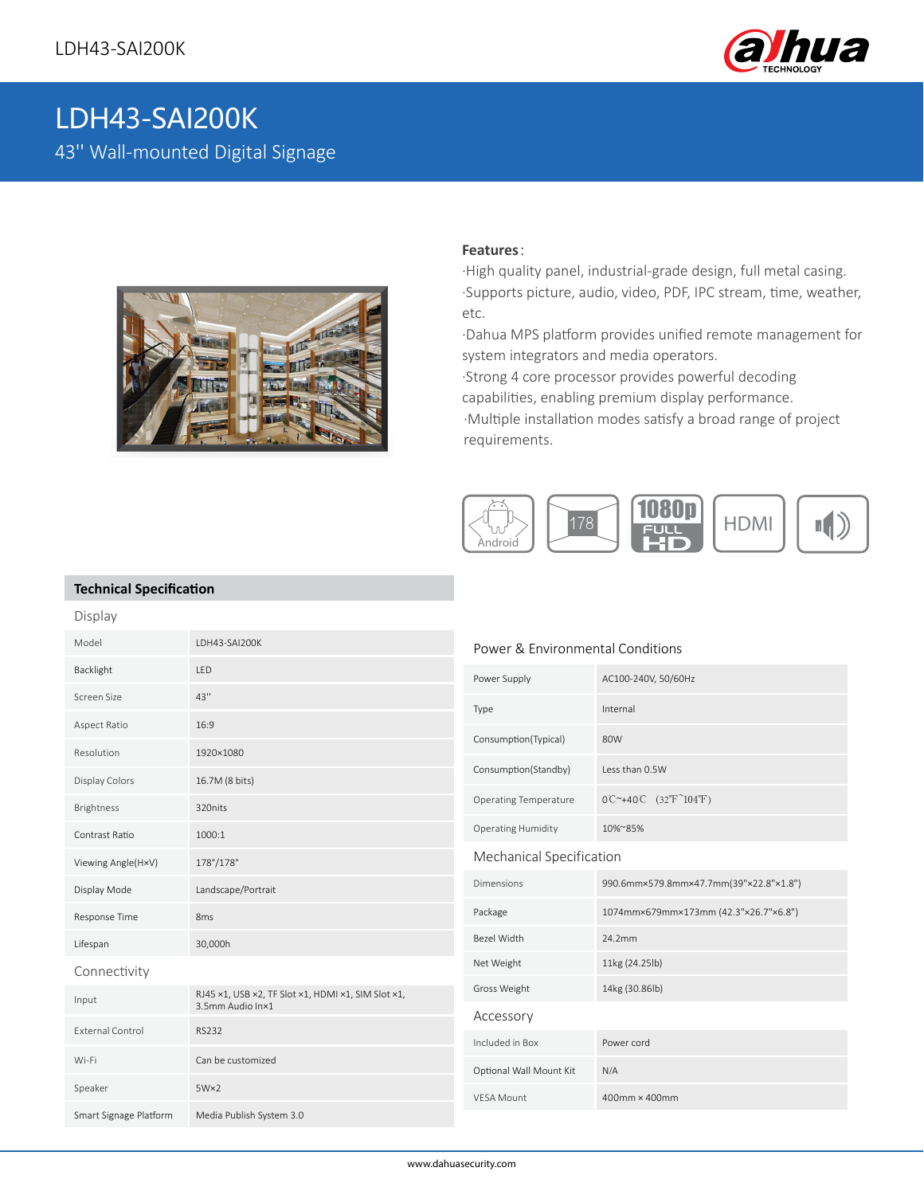# LDH43-SAI200K

## 43'' Wall-mounted Digital Signage

**Features**:

·High quality panel, industrial-grade design, full metal casing.
·Supports picture, audio, video, PDF, IPC stream, time, weather, etc.
·Dahua MPS platform provides unified remote management for system integrators and media operators.
·Strong 4 core processor provides powerful decoding capabilities, enabling premium display performance.
·Multiple installation modes satisfy a broad range of project requirements.

Android | 178 | 1080p FULL HD | HDMI

## Technical Specification

### Display

| | |
|---|---|
| Model | LDH43-SAI200K |
| Backlight | LED |
| Screen Size | 43'' |
| Aspect Ratio | 16:9 |
| Resolution | 1920×1080 |
| Display Colors | 16.7M (8 bits) |
| Brightness | 320nits |
| Contrast Ratio | 1000:1 |
| Viewing Angle(H×V) | 178°/178° |
| Display Mode | Landscape/Portrait |
| Response Time | 8ms |
| Lifespan | 30,000h |

### Connectivity

| | |
|---|---|
| Input | RJ45 ×1, USB ×2, TF Slot ×1, HDMI ×1, SIM Slot ×1, 3.5mm Audio In×1 |
| External Control | RS232 |
| Wi-Fi | Can be customized |
| Speaker | 5W×2 |
| Smart Signage Platform | Media Publish System 3.0 |

### Power & Environmental Conditions

| | |
|---|---|
| Power Supply | AC100-240V, 50/60Hz |
| Type | Internal |
| Consumption(Typical) | 80W |
| Consumption(Standby) | Less than 0.5W |
| Operating Temperature | 0℃~+40℃ (32℉~104℉) |
| Operating Humidity | 10%~85% |

### Mechanical Specification

| | |
|---|---|
| Dimensions | 990.6mm×579.8mm×47.7mm(39"×22.8"×1.8") |
| Package | 1074mm×679mm×173mm (42.3"×26.7"×6.8") |
| Bezel Width | 24.2mm |
| Net Weight | 11kg (24.25lb) |
| Gross Weight | 14kg (30.86lb) |

### Accessory

| | |
|---|---|
| Included in Box | Power cord |
| Optional Wall Mount Kit | N/A |
| VESA Mount | 400mm × 400mm |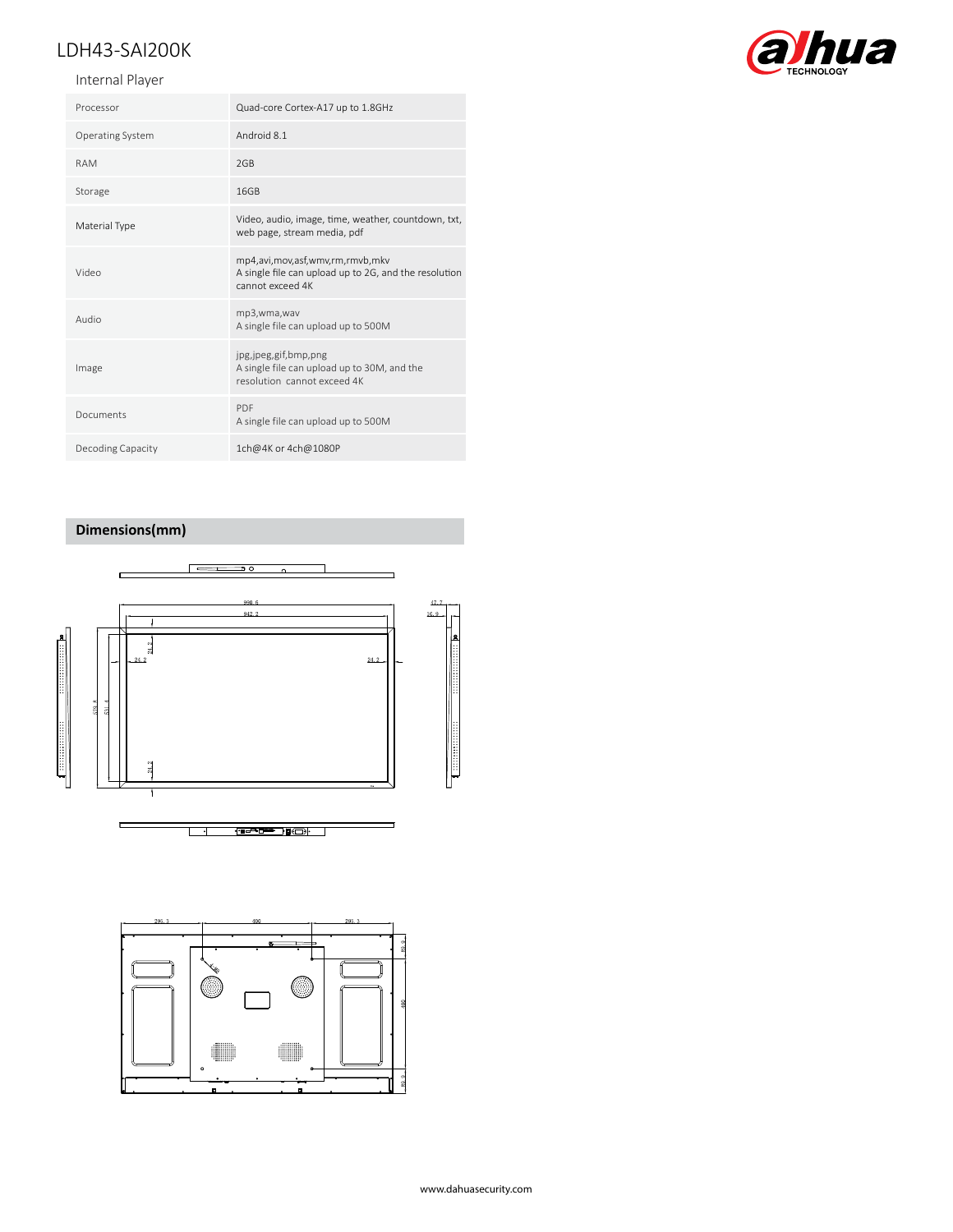# LDH43-SAI200K

## Internal Player

| | |
|---|---|
| Processor | Quad-core Cortex-A17 up to 1.8GHz |
| Operating System | Android 8.1 |
| RAM | 2GB |
| Storage | 16GB |
| Material Type | Video, audio, image, time, weather, countdown, txt, web page, stream media, pdf |
| Video | mp4,avi,mov,asf,wmv,rm,rmvb,mkv<br>A single file can upload up to 2G, and the resolution cannot exceed 4K |
| Audio | mp3,wma,wav<br>A single file can upload up to 500M |
| Image | jpg,jpeg,gif,bmp,png<br>A single file can upload up to 30M, and the resolution cannot exceed 4K |
| Documents | PDF<br>A single file can upload up to 500M |
| Decoding Capacity | 1ch@4K or 4ch@1080P |

## Dimensions(mm)

990.6
942.2
47.7
16.9
24.2
24.2
24.2
24.2
579.8
531.4

295.3
400
295.3
89.9
400
89.9

www.dahuasecurity.com